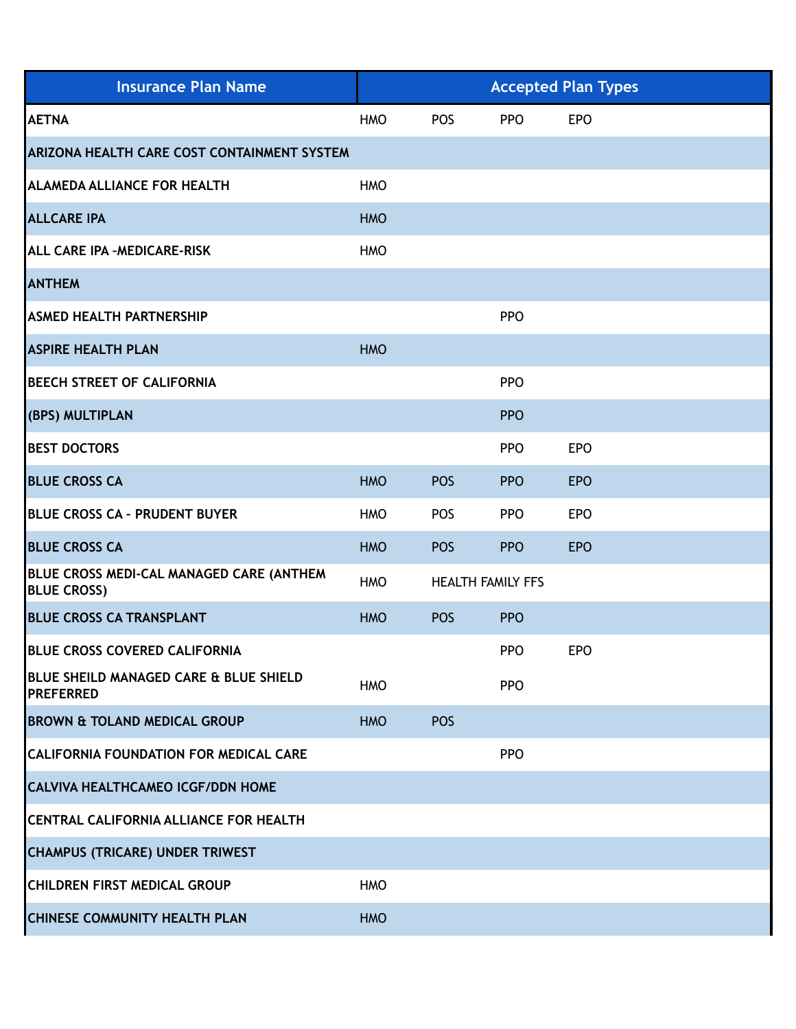| Insurance Plan Name | Accepted Plan Types | | | |
|---|---|---|---|---|
| AETNA | HMO | POS | PPO | EPO |
| ARIZONA HEALTH CARE COST CONTAINMENT SYSTEM | | | | |
| ALAMEDA ALLIANCE FOR HEALTH | HMO | | | |
| ALLCARE IPA | HMO | | | |
| ALL CARE IPA -MEDICARE-RISK | HMO | | | |
| ANTHEM | | | | |
| ASMED HEALTH PARTNERSHIP | | | PPO | |
| ASPIRE HEALTH PLAN | HMO | | | |
| BEECH STREET OF CALIFORNIA | | | PPO | |
| (BPS) MULTIPLAN | | | PPO | |
| BEST DOCTORS | | | PPO | EPO |
| BLUE CROSS CA | HMO | POS | PPO | EPO |
| BLUE CROSS CA - PRUDENT BUYER | HMO | POS | PPO | EPO |
| BLUE CROSS CA | HMO | POS | PPO | EPO |
| BLUE CROSS MEDI-CAL MANAGED CARE (ANTHEM BLUE CROSS) | HMO | HEALTH FAMILY FFS | | |
| BLUE CROSS CA TRANSPLANT | HMO | POS | PPO | |
| BLUE CROSS COVERED CALIFORNIA | | | PPO | EPO |
| BLUE SHEILD MANAGED CARE & BLUE SHIELD PREFERRED | HMO | | PPO | |
| BROWN & TOLAND MEDICAL GROUP | HMO | POS | | |
| CALIFORNIA FOUNDATION FOR MEDICAL CARE | | | PPO | |
| CALVIVA HEALTHCAMEO ICGF/DDN HOME | | | | |
| CENTRAL CALIFORNIA ALLIANCE FOR HEALTH | | | | |
| CHAMPUS (TRICARE) UNDER TRIWEST | | | | |
| CHILDREN FIRST MEDICAL GROUP | HMO | | | |
| CHINESE COMMUNITY HEALTH PLAN | HMO | | | |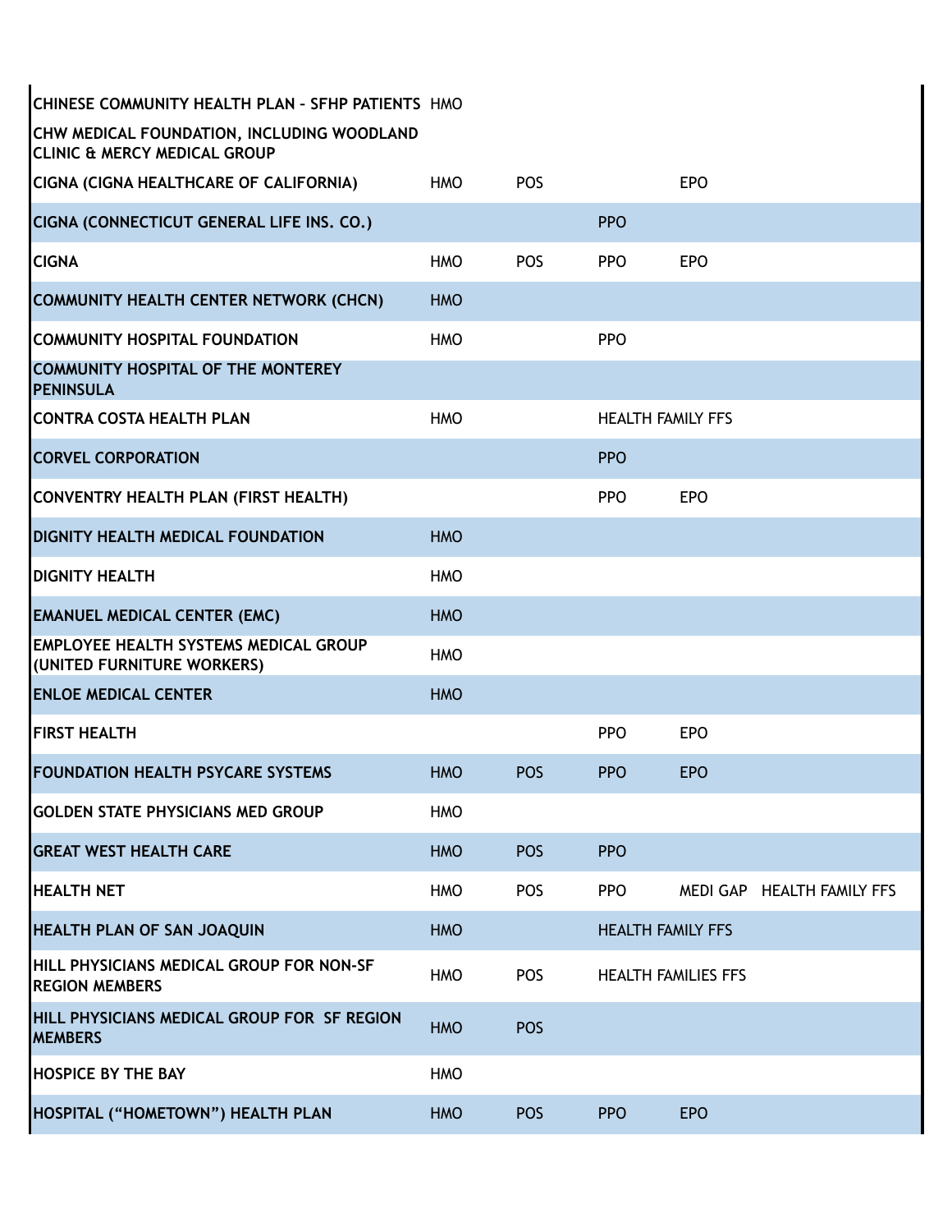| | | | | | |
|---|---|---|---|---|---|
| CHINESE COMMUNITY HEALTH PLAN - SFHP PATIENTS | HMO | | | | |
| CHW MEDICAL FOUNDATION, INCLUDING WOODLAND CLINIC & MERCY MEDICAL GROUP | | | | | |
| CIGNA (CIGNA HEALTHCARE OF CALIFORNIA) | HMO | POS | | EPO | |
| CIGNA (CONNECTICUT GENERAL LIFE INS. CO.) | | | PPO | | |
| CIGNA | HMO | POS | PPO | EPO | |
| COMMUNITY HEALTH CENTER NETWORK (CHCN) | HMO | | | | |
| COMMUNITY HOSPITAL FOUNDATION | HMO | | PPO | | |
| COMMUNITY HOSPITAL OF THE MONTEREY PENINSULA | | | | | |
| CONTRA COSTA HEALTH PLAN | HMO | | HEALTH FAMILY FFS | | |
| CORVEL CORPORATION | | | PPO | | |
| CONVENTRY HEALTH PLAN (FIRST HEALTH) | | | PPO | EPO | |
| DIGNITY HEALTH MEDICAL FOUNDATION | HMO | | | | |
| DIGNITY HEALTH | HMO | | | | |
| EMANUEL MEDICAL CENTER (EMC) | HMO | | | | |
| EMPLOYEE HEALTH SYSTEMS MEDICAL GROUP (UNITED FURNITURE WORKERS) | HMO | | | | |
| ENLOE MEDICAL CENTER | HMO | | | | |
| FIRST HEALTH | | | PPO | EPO | |
| FOUNDATION HEALTH PSYCARE SYSTEMS | HMO | POS | PPO | EPO | |
| GOLDEN STATE PHYSICIANS MED GROUP | HMO | | | | |
| GREAT WEST HEALTH CARE | HMO | POS | PPO | | |
| HEALTH NET | HMO | POS | PPO | MEDI GAP | HEALTH FAMILY FFS |
| HEALTH PLAN OF SAN JOAQUIN | HMO | | HEALTH FAMILY FFS | | |
| HILL PHYSICIANS MEDICAL GROUP FOR NON-SF REGION MEMBERS | HMO | POS | HEALTH FAMILIES FFS | | |
| HILL PHYSICIANS MEDICAL GROUP FOR SF REGION MEMBERS | HMO | POS | | | |
| HOSPICE BY THE BAY | HMO | | | | |
| HOSPITAL ("HOMETOWN") HEALTH PLAN | HMO | POS | PPO | EPO | |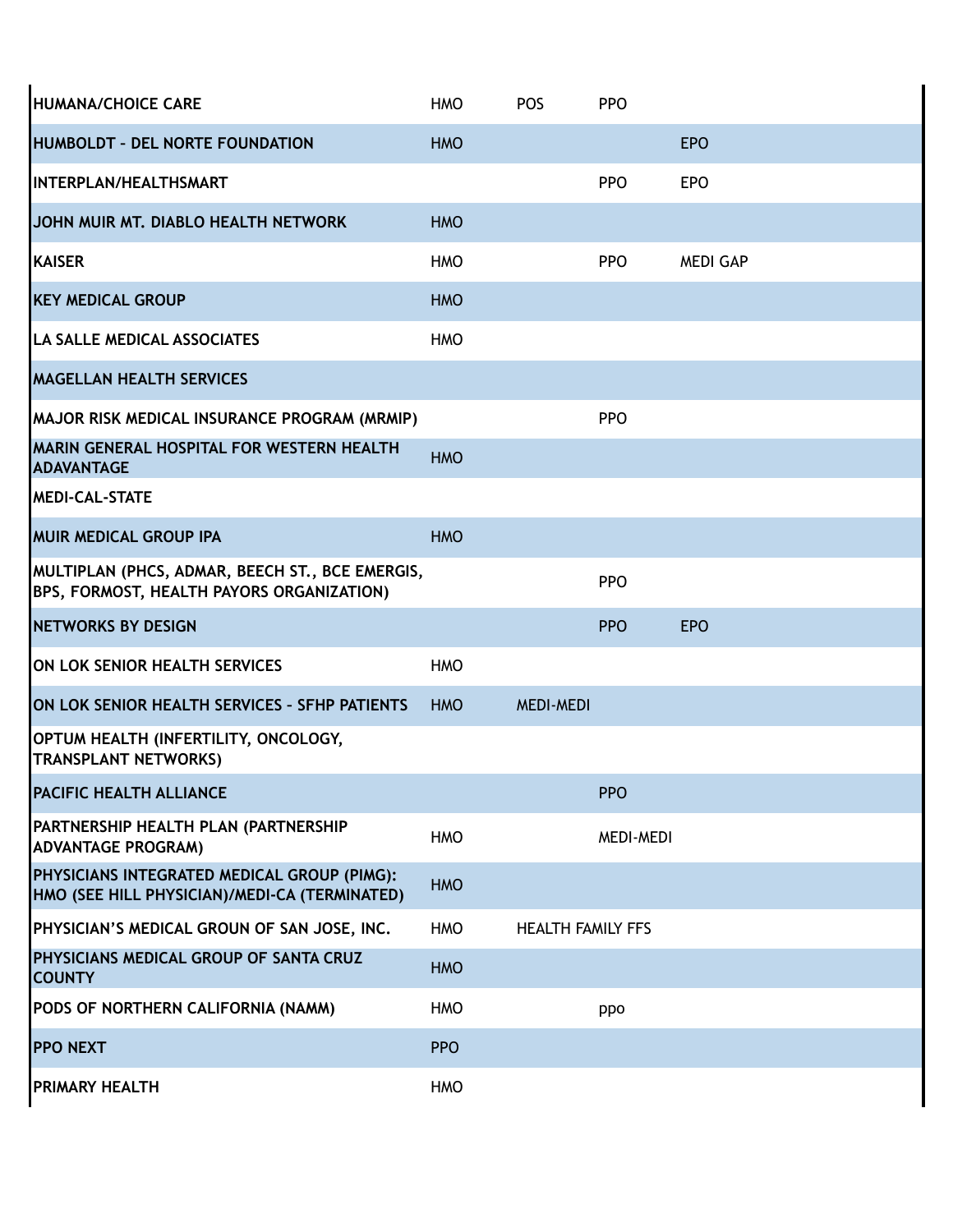| | | | | |
|---|---|---|---|---|
| **HUMANA/CHOICE CARE** | HMO | POS | PPO | |
| **HUMBOLDT - DEL NORTE FOUNDATION** | HMO | | | EPO |
| **INTERPLAN/HEALTHSMART** | | | PPO | EPO |
| **JOHN MUIR MT. DIABLO HEALTH NETWORK** | HMO | | | |
| **KAISER** | HMO | | PPO | MEDI GAP |
| **KEY MEDICAL GROUP** | HMO | | | |
| **LA SALLE MEDICAL ASSOCIATES** | HMO | | | |
| **MAGELLAN HEALTH SERVICES** | | | | |
| **MAJOR RISK MEDICAL INSURANCE PROGRAM (MRMIP)** | | | PPO | |
| **MARIN GENERAL HOSPITAL FOR WESTERN HEALTH ADAVANTAGE** | HMO | | | |
| **MEDI-CAL-STATE** | | | | |
| **MUIR MEDICAL GROUP IPA** | HMO | | | |
| **MULTIPLAN (PHCS, ADMAR, BEECH ST., BCE EMERGIS, BPS, FORMOST, HEALTH PAYORS ORGANIZATION)** | | | PPO | |
| **NETWORKS BY DESIGN** | | | PPO | EPO |
| **ON LOK SENIOR HEALTH SERVICES** | HMO | | | |
| **ON LOK SENIOR HEALTH SERVICES - SFHP PATIENTS** | HMO | MEDI-MEDI | | |
| **OPTUM HEALTH (INFERTILITY, ONCOLOGY, TRANSPLANT NETWORKS)** | | | | |
| **PACIFIC HEALTH ALLIANCE** | | | PPO | |
| **PARTNERSHIP HEALTH PLAN (PARTNERSHIP ADVANTAGE PROGRAM)** | HMO | | MEDI-MEDI | |
| **PHYSICIANS INTEGRATED MEDICAL GROUP (PIMG): HMO (SEE HILL PHYSICIAN)/MEDI-CA (TERMINATED)** | HMO | | | |
| **PHYSICIAN'S MEDICAL GROUN OF SAN JOSE, INC.** | HMO | HEALTH FAMILY FFS | | |
| **PHYSICIANS MEDICAL GROUP OF SANTA CRUZ COUNTY** | HMO | | | |
| **PODS OF NORTHERN CALIFORNIA (NAMM)** | HMO | | ppo | |
| **PPO NEXT** | PPO | | | |
| **PRIMARY HEALTH** | HMO | | | |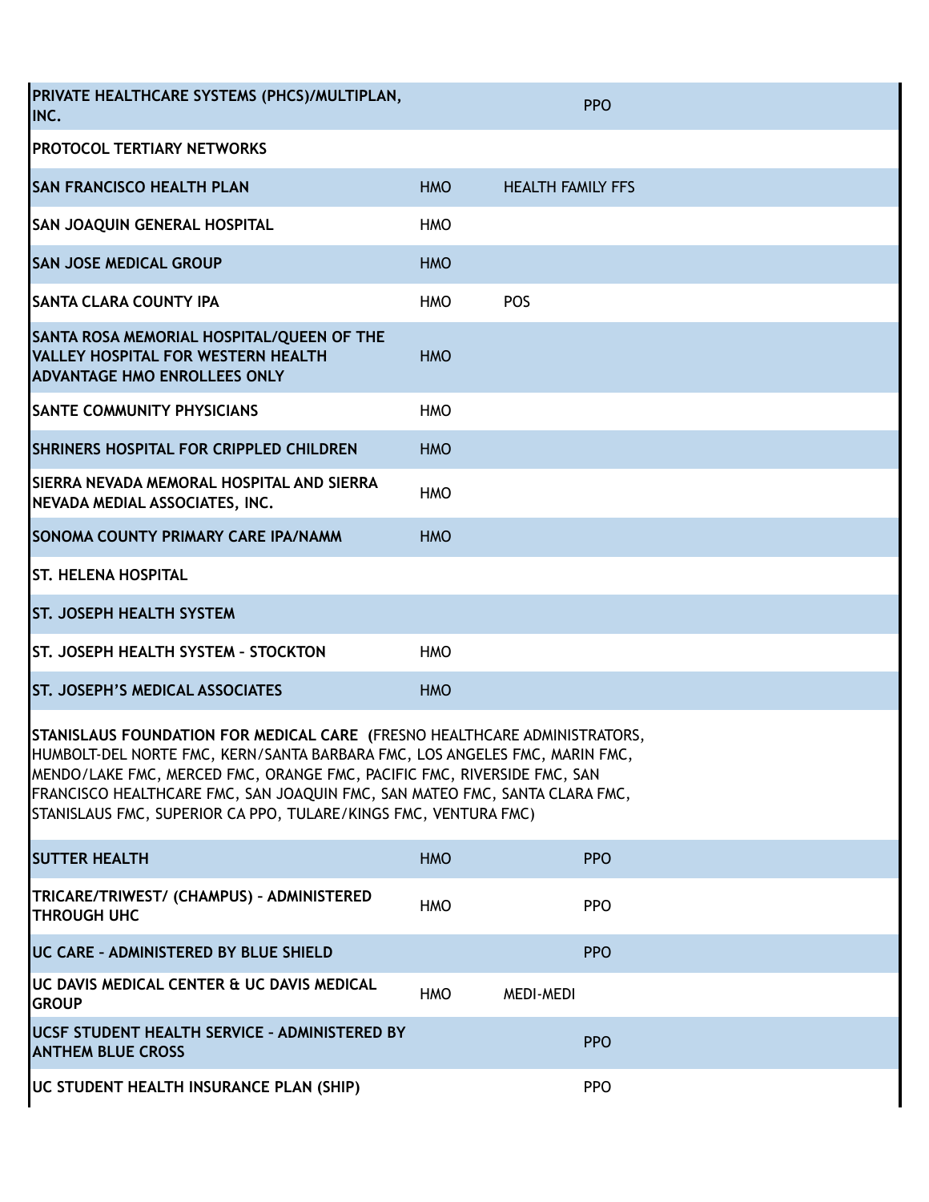| | | | |
|---|---|---|---|
| **PRIVATE HEALTHCARE SYSTEMS (PHCS)/MULTIPLAN, INC.** | | | PPO |
| **PROTOCOL TERTIARY NETWORKS** | | | |
| **SAN FRANCISCO HEALTH PLAN** | HMO | HEALTH FAMILY FFS | |
| **SAN JOAQUIN GENERAL HOSPITAL** | HMO | | |
| **SAN JOSE MEDICAL GROUP** | HMO | | |
| **SANTA CLARA COUNTY IPA** | HMO | POS | |
| **SANTA ROSA MEMORIAL HOSPITAL/QUEEN OF THE VALLEY HOSPITAL FOR WESTERN HEALTH ADVANTAGE HMO ENROLLEES ONLY** | HMO | | |
| **SANTE COMMUNITY PHYSICIANS** | HMO | | |
| **SHRINERS HOSPITAL FOR CRIPPLED CHILDREN** | HMO | | |
| **SIERRA NEVADA MEMORAL HOSPITAL AND SIERRA NEVADA MEDIAL ASSOCIATES, INC.** | HMO | | |
| **SONOMA COUNTY PRIMARY CARE IPA/NAMM** | HMO | | |
| **ST. HELENA HOSPITAL** | | | |
| **ST. JOSEPH HEALTH SYSTEM** | | | |
| **ST. JOSEPH HEALTH SYSTEM – STOCKTON** | HMO | | |
| **ST. JOSEPH'S MEDICAL ASSOCIATES** | HMO | | |
| **STANISLAUS FOUNDATION FOR MEDICAL CARE** (FRESNO HEALTHCARE ADMINISTRATORS, HUMBOLT-DEL NORTE FMC, KERN/SANTA BARBARA FMC, LOS ANGELES FMC, MARIN FMC, MENDO/LAKE FMC, MERCED FMC, ORANGE FMC, PACIFIC FMC, RIVERSIDE FMC, SAN FRANCISCO HEALTHCARE FMC, SAN JOAQUIN FMC, SAN MATEO FMC, SANTA CLARA FMC, STANISLAUS FMC, SUPERIOR CA PPO, TULARE/KINGS FMC, VENTURA FMC) | | | |
| **SUTTER HEALTH** | HMO | | PPO |
| **TRICARE/TRIWEST/ (CHAMPUS) – ADMINISTERED THROUGH UHC** | HMO | | PPO |
| **UC CARE – ADMINISTERED BY BLUE SHIELD** | | | PPO |
| **UC DAVIS MEDICAL CENTER & UC DAVIS MEDICAL GROUP** | HMO | MEDI-MEDI | |
| **UCSF STUDENT HEALTH SERVICE – ADMINISTERED BY ANTHEM BLUE CROSS** | | | PPO |
| **UC STUDENT HEALTH INSURANCE PLAN (SHIP)** | | | PPO |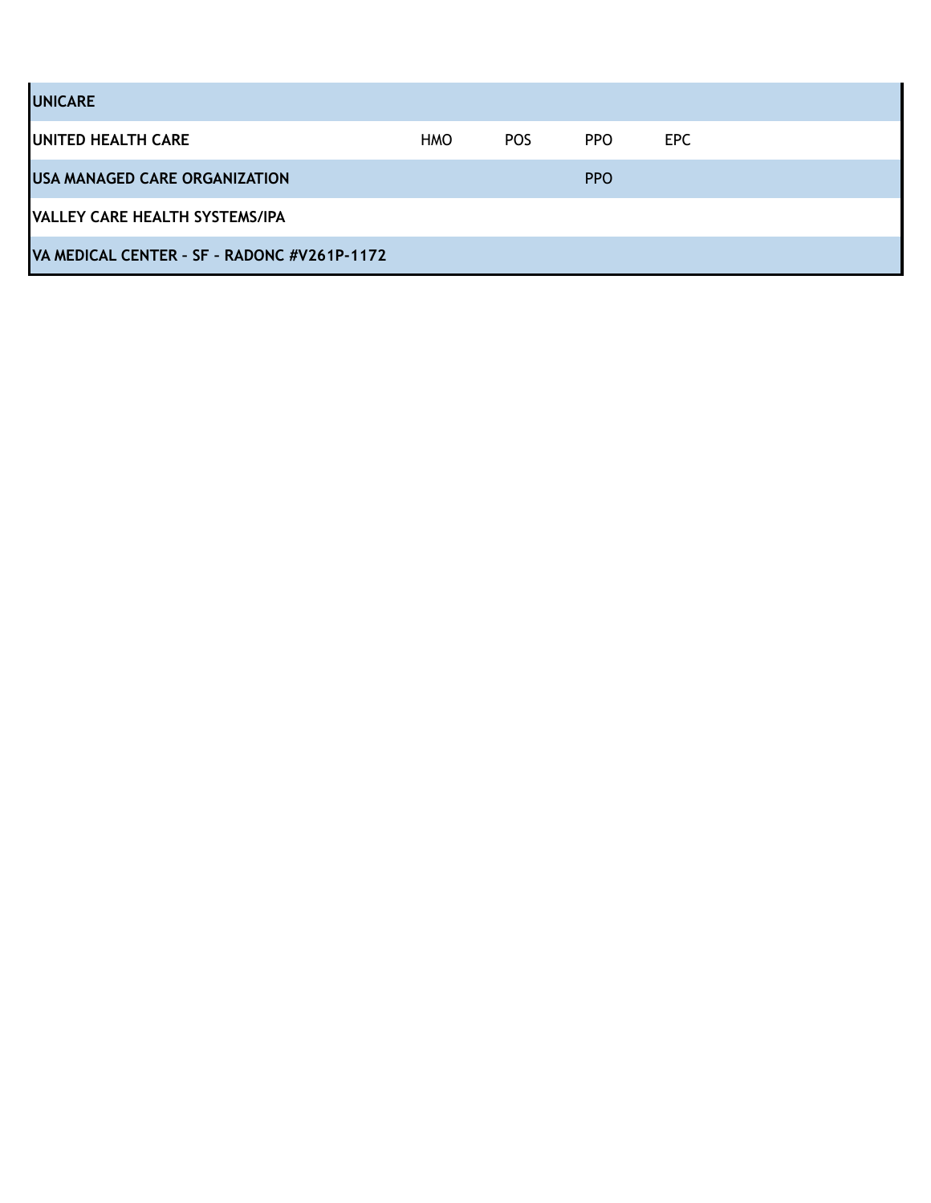| | | | | |
|---|---|---|---|---|
| **UNICARE** | | | | |
| **UNITED HEALTH CARE** | HMO | POS | PPO | EPC |
| **USA MANAGED CARE ORGANIZATION** | | | PPO | |
| **VALLEY CARE HEALTH SYSTEMS/IPA** | | | | |
| **VA MEDICAL CENTER – SF – RADONC #V261P-1172** | | | | |